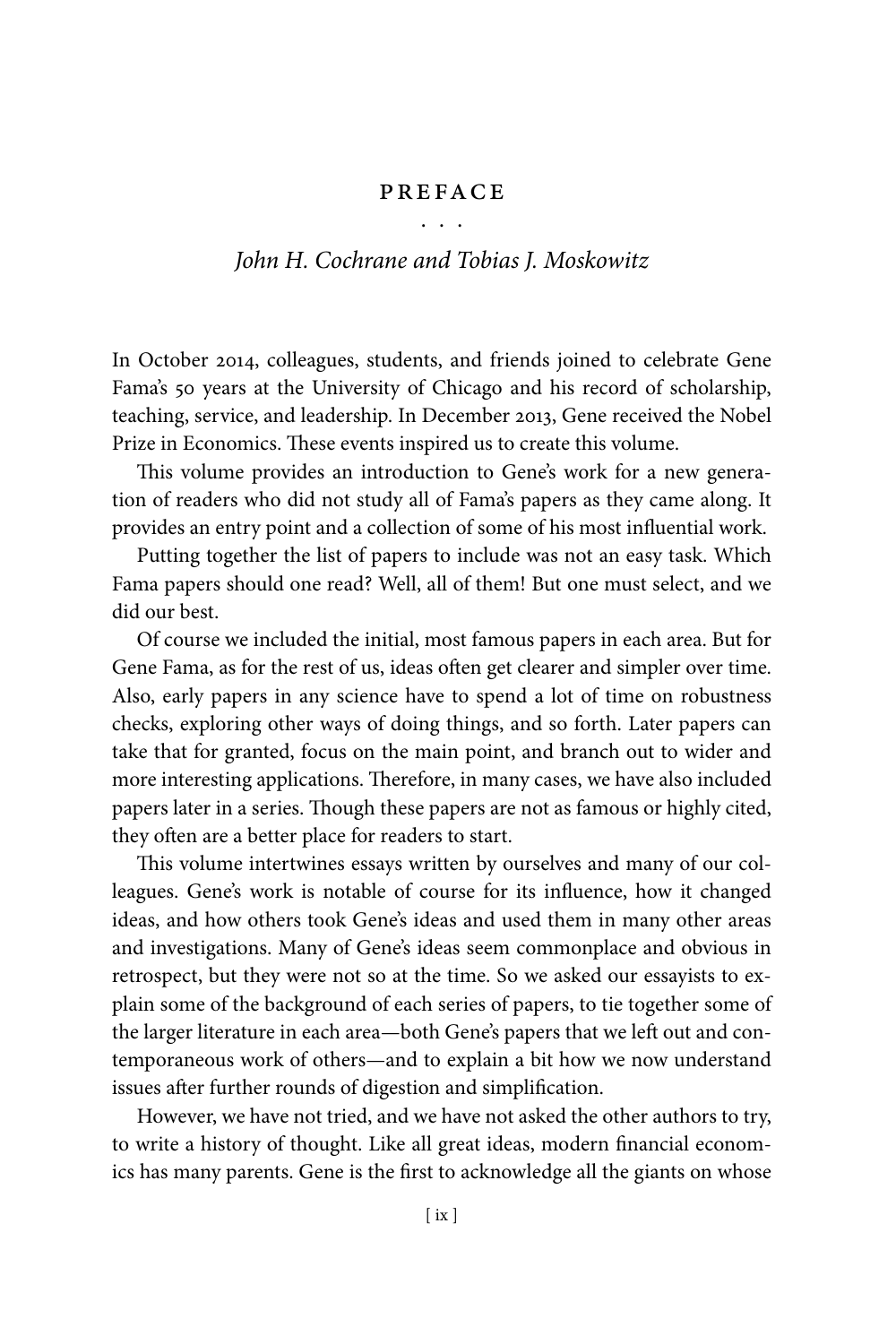# PREFACE

*John H. Cochrane and Tobias J. Moskowitz*

In October 2014, colleagues, students, and friends joined to celebrate Gene Fama's 50 years at the University of Chicago and his record of scholarship, teaching, service, and leadership. In December 2013, Gene received the Nobel Prize in Economics. These events inspired us to create this volume.

This volume provides an introduction to Gene's work for a new generation of readers who did not study all of Fama's papers as they came along. It provides an entry point and a collection of some of his most influential work.

Putting together the list of papers to include was not an easy task. Which Fama papers should one read? Well, all of them! But one must select, and we did our best.

Of course we included the initial, most famous papers in each area. But for Gene Fama, as for the rest of us, ideas often get clearer and simpler over time. Also, early papers in any science have to spend a lot of time on robustness checks, exploring other ways of doing things, and so forth. Later papers can take that for granted, focus on the main point, and branch out to wider and more interesting applications. Therefore, in many cases, we have also included papers later in a series. Though these papers are not as famous or highly cited, they often are a better place for readers to start.

This volume intertwines essays written by ourselves and many of our colleagues. Gene's work is notable of course for its influence, how it changed ideas, and how others took Gene's ideas and used them in many other areas and investigations. Many of Gene's ideas seem commonplace and obvious in retrospect, but they were not so at the time. So we asked our essayists to explain some of the background of each series of papers, to tie together some of the larger literature in each area—both Gene's papers that we left out and contemporaneous work of others—and to explain a bit how we now understand issues after further rounds of digestion and simplification.

However, we have not tried, and we have not asked the other authors to try, to write a history of thought. Like all great ideas, modern financial economics has many parents. Gene is the first to acknowledge all the giants on whose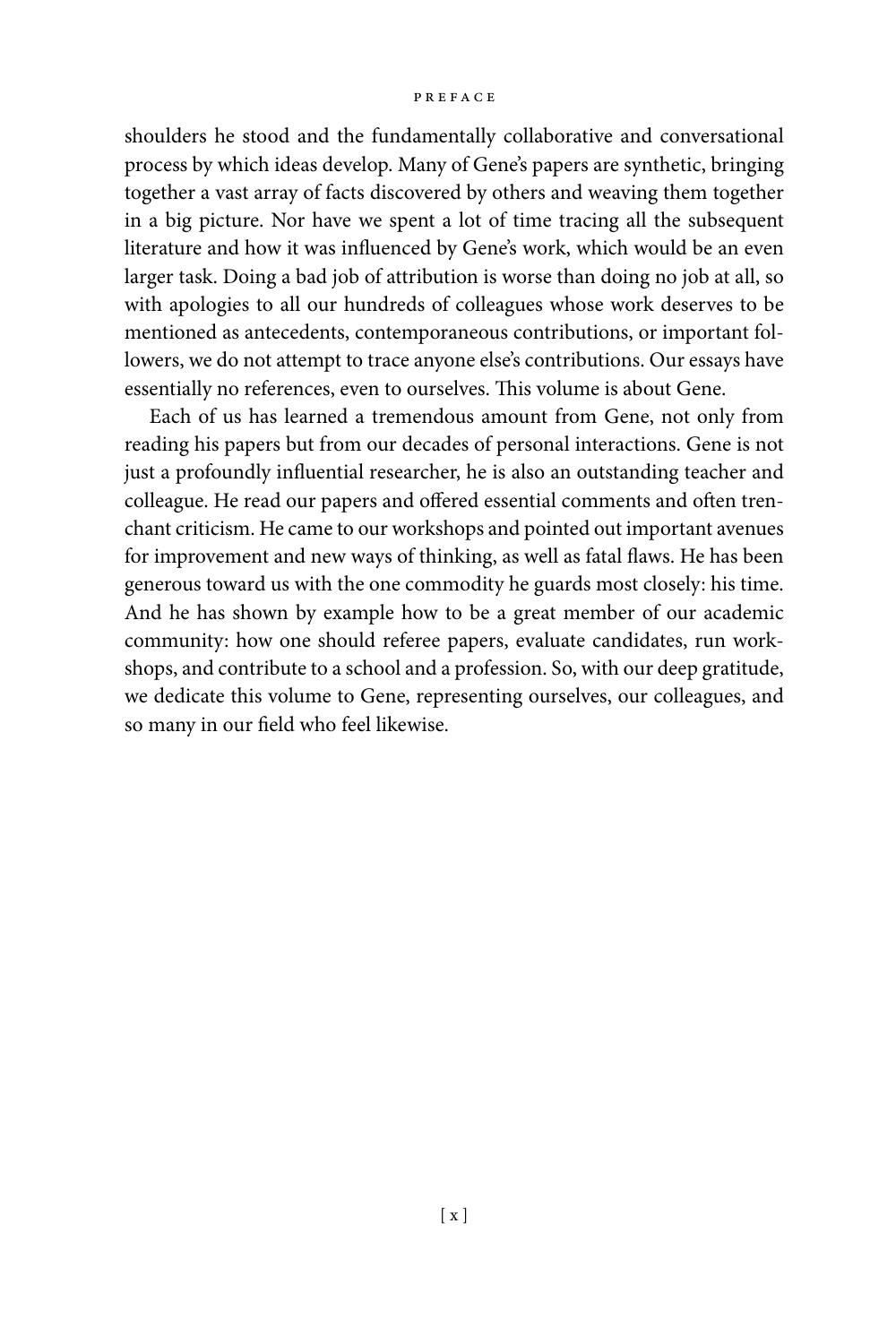shoulders he stood and the fundamentally collaborative and conversational process by which ideas develop. Many of Gene's papers are synthetic, bringing together a vast array of facts discovered by others and weaving them together in a big picture. Nor have we spent a lot of time tracing all the subsequent literature and how it was influenced by Gene's work, which would be an even larger task. Doing a bad job of attribution is worse than doing no job at all, so with apologies to all our hundreds of colleagues whose work deserves to be mentioned as antecedents, contemporaneous contributions, or important followers, we do not attempt to trace anyone else's contributions. Our essays have essentially no references, even to ourselves. This volume is about Gene.

Each of us has learned a tremendous amount from Gene, not only from reading his papers but from our decades of personal interactions. Gene is not just a profoundly influential researcher, he is also an outstanding teacher and colleague. He read our papers and offered essential comments and often trenchant criticism. He came to our workshops and pointed out important avenues for improvement and new ways of thinking, as well as fatal flaws. He has been generous toward us with the one commodity he guards most closely: his time. And he has shown by example how to be a great member of our academic community: how one should referee papers, evaluate candidates, run workshops, and contribute to a school and a profession. So, with our deep gratitude, we dedicate this volume to Gene, representing ourselves, our colleagues, and so many in our field who feel likewise.